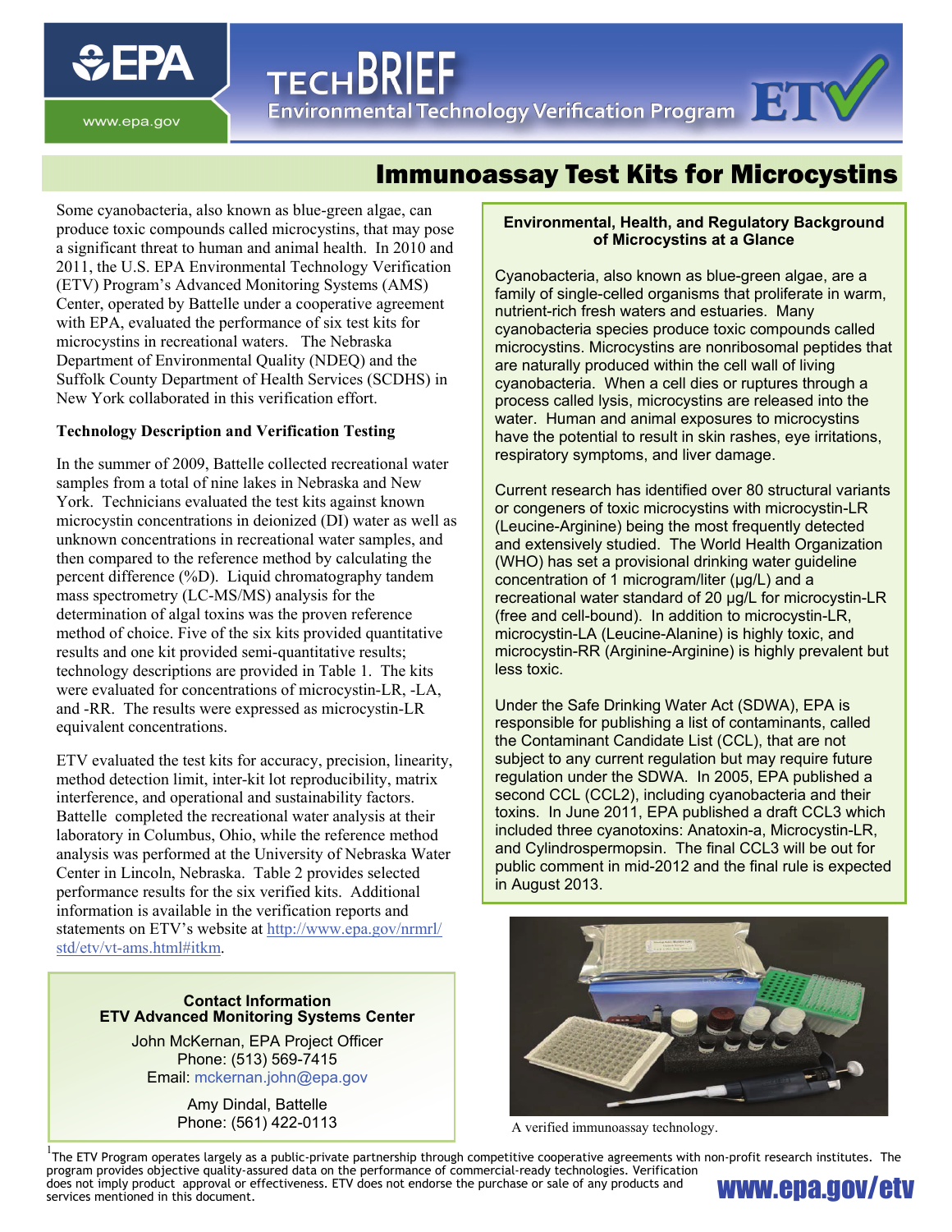# TECHBRIEF

Environmental Technology Verification Program

## Immunoassay Test Kits for Microcystins

Some cyanobacteria, also known as blue-green algae, can produce toxic compounds called microcystins, that may pose a significant threat to human and animal health. In 2010 and 2011, the U.S. EPA Environmental Technology Verification (ETV) Program's Advanced Monitoring Systems (AMS) Center, operated by Battelle under a cooperative agreement with EPA, evaluated the performance of six test kits for microcystins in recreational waters. The Nebraska Department of Environmental Quality (NDEQ) and the Suffolk County Department of Health Services (SCDHS) in New York collaborated in this verification effort.

### Technology Description and Verification Testing

In the summer of 2009, Battelle collected recreational water samples from a total of nine lakes in Nebraska and New York. Technicians evaluated the test kits against known microcystin concentrations in deionized (DI) water as well as unknown concentrations in recreational water samples, and then compared to the reference method by calculating the percent difference (%D). Liquid chromatography tandem mass spectrometry (LC-MS/MS) analysis for the determination of algal toxins was the proven reference method of choice. Five of the six kits provided quantitative results and one kit provided semi-quantitative results; technology descriptions are provided in Table 1. The kits were evaluated for concentrations of microcystin-LR, -LA, and -RR. The results were expressed as microcystin-LR equivalent concentrations.

ETV evaluated the test kits for accuracy, precision, linearity, method detection limit, inter-kit lot reproducibility, matrix interference, and operational and sustainability factors. Battelle completed the recreational water analysis at their laboratory in Columbus, Ohio, while the reference method analysis was performed at the University of Nebraska Water Center in Lincoln, Nebraska. Table 2 provides selected performance results for the six verified kits. Additional information is available in the verification reports and statements on ETV's website at http://www.epa.gov/nrmrl/std/etv/vt-ams.html#itkm.

**Contact Information**
**ETV Advanced Monitoring Systems Center**

John McKernan, EPA Project Officer
Phone: (513) 569-7415
Email: mckernan.john@epa.gov

Amy Dindal, Battelle
Phone: (561) 422-0113

**Environmental, Health, and Regulatory Background of Microcystins at a Glance**

Cyanobacteria, also known as blue-green algae, are a family of single-celled organisms that proliferate in warm, nutrient-rich fresh waters and estuaries. Many cyanobacteria species produce toxic compounds called microcystins. Microcystins are nonribosomal peptides that are naturally produced within the cell wall of living cyanobacteria. When a cell dies or ruptures through a process called lysis, microcystins are released into the water. Human and animal exposures to microcystins have the potential to result in skin rashes, eye irritations, respiratory symptoms, and liver damage.

Current research has identified over 80 structural variants or congeners of toxic microcystins with microcystin-LR (Leucine-Arginine) being the most frequently detected and extensively studied. The World Health Organization (WHO) has set a provisional drinking water guideline concentration of 1 microgram/liter (µg/L) and a recreational water standard of 20 µg/L for microcystin-LR (free and cell-bound). In addition to microcystin-LR, microcystin-LA (Leucine-Alanine) is highly toxic, and microcystin-RR (Arginine-Arginine) is highly prevalent but less toxic.

Under the Safe Drinking Water Act (SDWA), EPA is responsible for publishing a list of contaminants, called the Contaminant Candidate List (CCL), that are not subject to any current regulation but may require future regulation under the SDWA. In 2005, EPA published a second CCL (CCL2), including cyanobacteria and their toxins. In June 2011, EPA published a draft CCL3 which included three cyanotoxins: Anatoxin-a, Microcystin-LR, and Cylindrospermopsin. The final CCL3 will be out for public comment in mid-2012 and the final rule is expected in August 2013.

A verified immunoassay technology.

[1] The ETV Program operates largely as a public-private partnership through competitive cooperative agreements with non-profit research institutes. The program provides objective quality-assured data on the performance of commercial-ready technologies. Verification does not imply product approval or effectiveness. ETV does not endorse the purchase or sale of any products and services mentioned in this document.

www.epa.gov/etv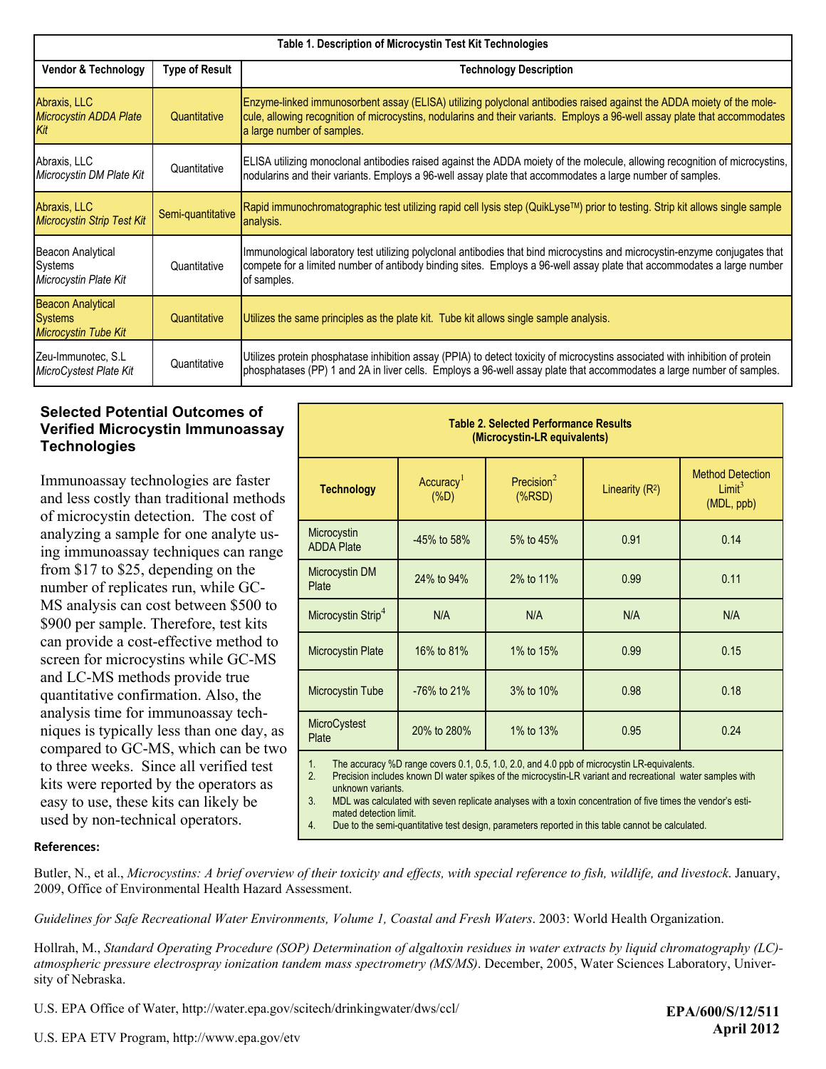| Table 1. Description of Microcystin Test Kit Technologies | | |
|---|---|---|
| **Vendor & Technology** | **Type of Result** | **Technology Description** |
| Abraxis, LLC *Microcystin ADDA Plate Kit* | Quantitative | Enzyme-linked immunosorbent assay (ELISA) utilizing polyclonal antibodies raised against the ADDA moiety of the molecule, allowing recognition of microcystins, nodularins and their variants. Employs a 96-well assay plate that accommodates a large number of samples. |
| Abraxis, LLC *Microcystin DM Plate Kit* | Quantitative | ELISA utilizing monoclonal antibodies raised against the ADDA moiety of the molecule, allowing recognition of microcystins, nodularins and their variants. Employs a 96-well assay plate that accommodates a large number of samples. |
| Abraxis, LLC *Microcystin Strip Test Kit* | Semi-quantitative | Rapid immunochromatographic test utilizing rapid cell lysis step (QuikLyse™) prior to testing. Strip kit allows single sample analysis. |
| Beacon Analytical Systems *Microcystin Plate Kit* | Quantitative | Immunological laboratory test utilizing polyclonal antibodies that bind microcystins and microcystin-enzyme conjugates that compete for a limited number of antibody binding sites. Employs a 96-well assay plate that accommodates a large number of samples. |
| Beacon Analytical Systems *Microcystin Tube Kit* | Quantitative | Utilizes the same principles as the plate kit. Tube kit allows single sample analysis. |
| Zeu-Immunotec, S.L *MicroCystest Plate Kit* | Quantitative | Utilizes protein phosphatase inhibition assay (PPIA) to detect toxicity of microcystins associated with inhibition of protein phosphatases (PP) 1 and 2A in liver cells. Employs a 96-well assay plate that accommodates a large number of samples. |

## Selected Potential Outcomes of Verified Microcystin Immunoassay Technologies

Immunoassay technologies are faster and less costly than traditional methods of microcystin detection. The cost of analyzing a sample for one analyte using immunoassay techniques can range from $17 to $25, depending on the number of replicates run, while GC-MS analysis can cost between $500 to $900 per sample. Therefore, test kits can provide a cost-effective method to screen for microcystins while GC-MS and LC-MS methods provide true quantitative confirmation. Also, the analysis time for immunoassay techniques is typically less than one day, as compared to GC-MS, which can be two to three weeks. Since all verified test kits were reported by the operators as easy to use, these kits can likely be used by non-technical operators.

**Table 2. Selected Performance Results (Microcystin-LR equivalents)**

| Technology | Accuracy[1] (%D) | Precision[2] (%RSD) | Linearity ($R^2$) | Method Detection Limit[3] (MDL, ppb) |
|---|---|---|---|---|
| Microcystin ADDA Plate | -45% to 58% | 5% to 45% | 0.91 | 0.14 |
| Microcystin DM Plate | 24% to 94% | 2% to 11% | 0.99 | 0.11 |
| Microcystin Strip[4] | N/A | N/A | N/A | N/A |
| Microcystin Plate | 16% to 81% | 1% to 15% | 0.99 | 0.15 |
| Microcystin Tube | -76% to 21% | 3% to 10% | 0.98 | 0.18 |
| MicroCystest Plate | 20% to 280% | 1% to 13% | 0.95 | 0.24 |

1. The accuracy %D range covers 0.1, 0.5, 1.0, 2.0, and 4.0 ppb of microcystin LR-equivalents.
2. Precision includes known DI water spikes of the microcystin-LR variant and recreational water samples with unknown variants.
3. MDL was calculated with seven replicate analyses with a toxin concentration of five times the vendor's estimated detection limit.
4. Due to the semi-quantitative test design, parameters reported in this table cannot be calculated.

**References:**

Butler, N., et al., *Microcystins: A brief overview of their toxicity and effects, with special reference to fish, wildlife, and livestock*. January, 2009, Office of Environmental Health Hazard Assessment.

*Guidelines for Safe Recreational Water Environments, Volume 1, Coastal and Fresh Waters*. 2003: World Health Organization.

Hollrah, M., *Standard Operating Procedure (SOP) Determination of algaltoxin residues in water extracts by liquid chromatography (LC)-atmospheric pressure electrospray ionization tandem mass spectrometry (MS/MS)*. December, 2005, Water Sciences Laboratory, University of Nebraska.

U.S. EPA Office of Water, http://water.epa.gov/scitech/drinkingwater/dws/ccl/

U.S. EPA ETV Program, http://www.epa.gov/etv

**EPA/600/S/12/511**
**April 2012**